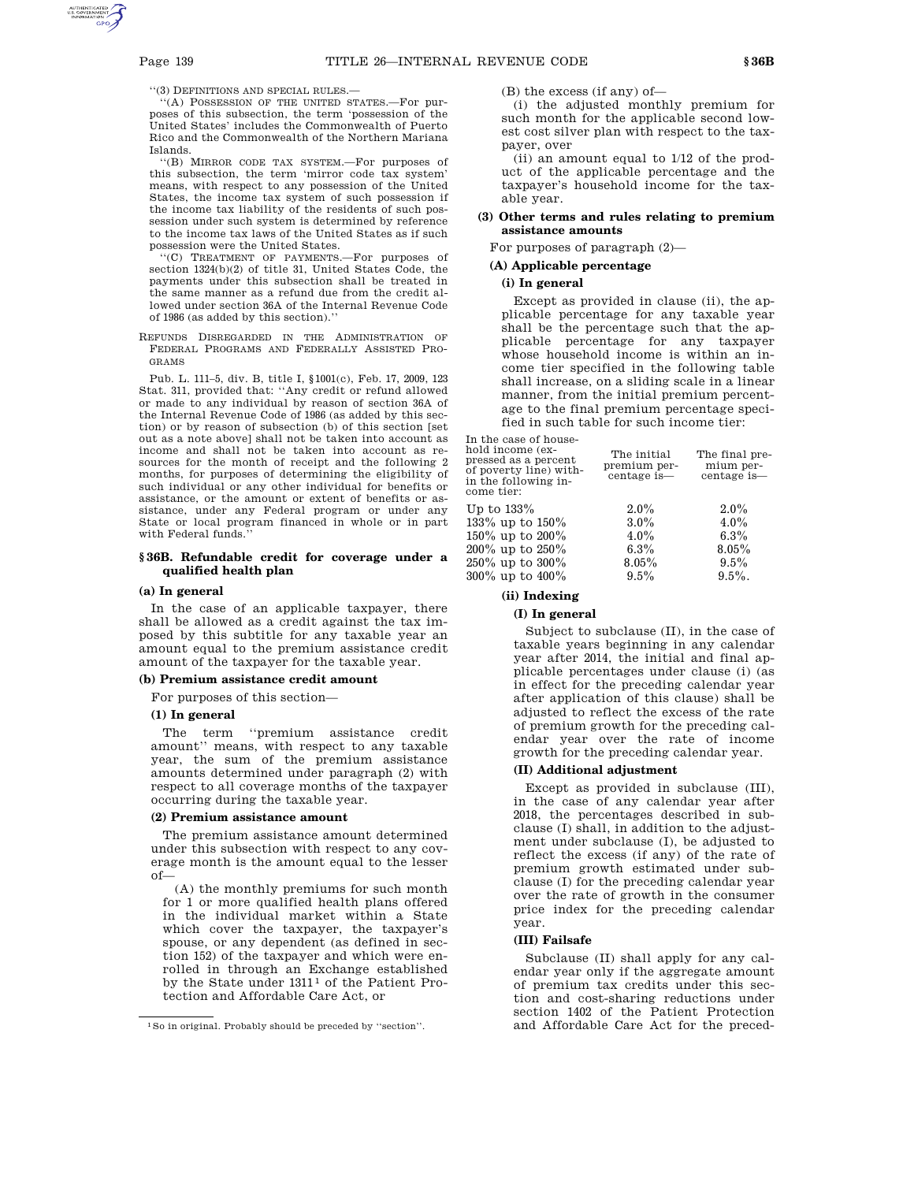"(3) DEFINITIONS AND SPECIAL RULES.—

"(A) POSSESSION OF THE UNITED STATES.—For purposes of this subsection, the term 'possession of the United States' includes the Commonwealth of Puerto Rico and the Commonwealth of the Northern Mariana Islands.

"(B) MIRROR CODE TAX SYSTEM.—For purposes of this subsection, the term 'mirror code tax system' means, with respect to any possession of the United States, the income tax system of such possession if the income tax liability of the residents of such possession under such system is determined by reference to the income tax laws of the United States as if such possession were the United States.

"(C) TREATMENT OF PAYMENTS.—For purposes of section 1324(b)(2) of title 31, United States Code, the payments under this subsection shall be treated in the same manner as a refund due from the credit allowed under section 36A of the Internal Revenue Code of 1986 (as added by this section)."

REFUNDS DISREGARDED IN THE ADMINISTRATION OF FEDERAL PROGRAMS AND FEDERALLY ASSISTED PROGRAMS

Pub. L. 111–5, div. B, title I, §1001(c), Feb. 17, 2009, 123 Stat. 311, provided that: "Any credit or refund allowed or made to any individual by reason of section 36A of the Internal Revenue Code of 1986 (as added by this section) or by reason of subsection (b) of this section [set out as a note above] shall not be taken into account as income and shall not be taken into account as resources for the month of receipt and the following 2 months, for purposes of determining the eligibility of such individual or any other individual for benefits or assistance, or the amount or extent of benefits or assistance, under any Federal program or under any State or local program financed in whole or in part with Federal funds."

## §36B. Refundable credit for coverage under a qualified health plan

### (a) In general

In the case of an applicable taxpayer, there shall be allowed as a credit against the tax imposed by this subtitle for any taxable year an amount equal to the premium assistance credit amount of the taxpayer for the taxable year.

### (b) Premium assistance credit amount

For purposes of this section—

#### (1) In general

The term "premium assistance credit amount" means, with respect to any taxable year, the sum of the premium assistance amounts determined under paragraph (2) with respect to all coverage months of the taxpayer occurring during the taxable year.

#### (2) Premium assistance amount

The premium assistance amount determined under this subsection with respect to any coverage month is the amount equal to the lesser of—

(A) the monthly premiums for such month for 1 or more qualified health plans offered in the individual market within a State which cover the taxpayer, the taxpayer's spouse, or any dependent (as defined in section 152) of the taxpayer and which were enrolled in through an Exchange established by the State under 1311[1] of the Patient Protection and Affordable Care Act, or

(B) the excess (if any) of—

(i) the adjusted monthly premium for such month for the applicable second lowest cost silver plan with respect to the taxpayer, over

(ii) an amount equal to 1/12 of the product of the applicable percentage and the taxpayer's household income for the taxable year.

#### (3) Other terms and rules relating to premium assistance amounts

For purposes of paragraph (2)—

##### (A) Applicable percentage

###### (i) In general

Except as provided in clause (ii), the applicable percentage for any taxable year shall be the percentage such that the applicable percentage for any taxpayer whose household income is within an income tier specified in the following table shall increase, on a sliding scale in a linear manner, from the initial premium percentage to the final premium percentage specified in such table for such income tier:

| In the case of household income (expressed as a percent of poverty line) within the following income tier: | The initial premium percentage is— | The final premium percentage is— |
| --- | --- | --- |
| Up to 133% | 2.0% | 2.0% |
| 133% up to 150% | 3.0% | 4.0% |
| 150% up to 200% | 4.0% | 6.3% |
| 200% up to 250% | 6.3% | 8.05% |
| 250% up to 300% | 8.05% | 9.5% |
| 300% up to 400% | 9.5% | 9.5%. |

###### (ii) Indexing

**(I) In general**

Subject to subclause (II), in the case of taxable years beginning in any calendar year after 2014, the initial and final applicable percentages under clause (i) (as in effect for the preceding calendar year after application of this clause) shall be adjusted to reflect the excess of the rate of premium growth for the preceding calendar year over the rate of income growth for the preceding calendar year.

**(II) Additional adjustment**

Except as provided in subclause (III), in the case of any calendar year after 2018, the percentages described in subclause (I) shall, in addition to the adjustment under subclause (I), be adjusted to reflect the excess (if any) of the rate of premium growth estimated under subclause (I) for the preceding calendar year over the rate of growth in the consumer price index for the preceding calendar year.

**(III) Failsafe**

Subclause (II) shall apply for any calendar year only if the aggregate amount of premium tax credits under this section and cost-sharing reductions under section 1402 of the Patient Protection and Affordable Care Act for the preced-

[1] So in original. Probably should be preceded by "section".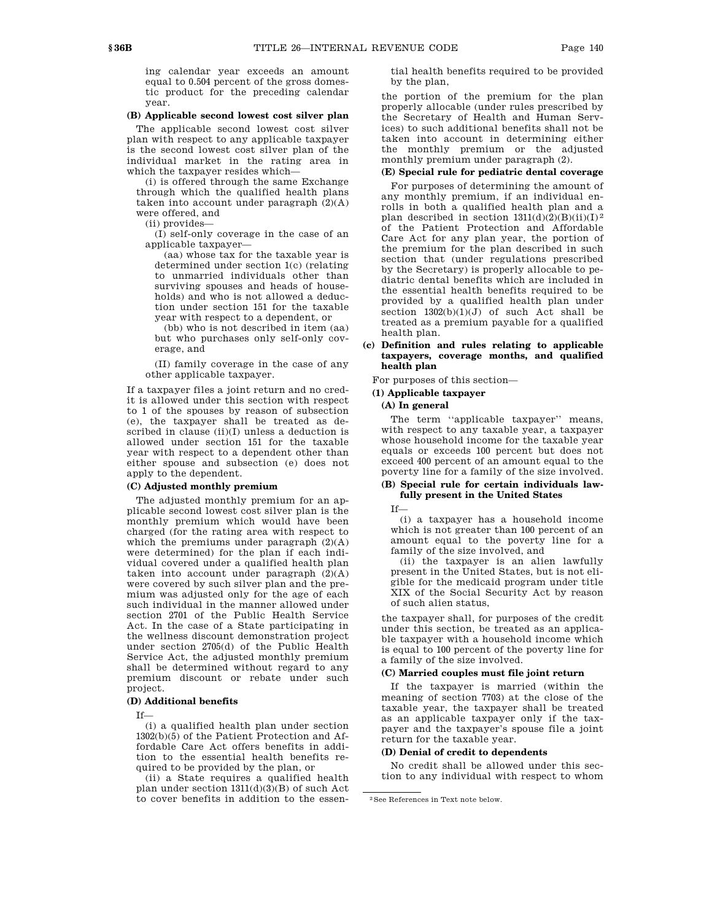ing calendar year exceeds an amount equal to 0.504 percent of the gross domestic product for the preceding calendar year.

**(B) Applicable second lowest cost silver plan**

The applicable second lowest cost silver plan with respect to any applicable taxpayer is the second lowest cost silver plan of the individual market in the rating area in which the taxpayer resides which—

(i) is offered through the same Exchange through which the qualified health plans taken into account under paragraph (2)(A) were offered, and

(ii) provides—

(I) self-only coverage in the case of an applicable taxpayer—

(aa) whose tax for the taxable year is determined under section 1(c) (relating to unmarried individuals other than surviving spouses and heads of households) and who is not allowed a deduction under section 151 for the taxable year with respect to a dependent, or

(bb) who is not described in item (aa) but who purchases only self-only coverage, and

(II) family coverage in the case of any other applicable taxpayer.

If a taxpayer files a joint return and no credit is allowed under this section with respect to 1 of the spouses by reason of subsection (e), the taxpayer shall be treated as described in clause (ii)(I) unless a deduction is allowed under section 151 for the taxable year with respect to a dependent other than either spouse and subsection (e) does not apply to the dependent.

**(C) Adjusted monthly premium**

The adjusted monthly premium for an applicable second lowest cost silver plan is the monthly premium which would have been charged (for the rating area with respect to which the premiums under paragraph (2)(A) were determined) for the plan if each individual covered under a qualified health plan taken into account under paragraph (2)(A) were covered by such silver plan and the premium was adjusted only for the age of each such individual in the manner allowed under section 2701 of the Public Health Service Act. In the case of a State participating in the wellness discount demonstration project under section 2705(d) of the Public Health Service Act, the adjusted monthly premium shall be determined without regard to any premium discount or rebate under such project.

**(D) Additional benefits**

If—

(i) a qualified health plan under section 1302(b)(5) of the Patient Protection and Affordable Care Act offers benefits in addition to the essential health benefits required to be provided by the plan, or

(ii) a State requires a qualified health plan under section 1311(d)(3)(B) of such Act to cover benefits in addition to the essential health benefits required to be provided by the plan,

the portion of the premium for the plan properly allocable (under rules prescribed by the Secretary of Health and Human Services) to such additional benefits shall not be taken into account in determining either the monthly premium or the adjusted monthly premium under paragraph (2).

**(E) Special rule for pediatric dental coverage**

For purposes of determining the amount of any monthly premium, if an individual enrolls in both a qualified health plan and a plan described in section 1311(d)(2)(B)(ii)(I)[2] of the Patient Protection and Affordable Care Act for any plan year, the portion of the premium for the plan described in such section that (under regulations prescribed by the Secretary) is properly allocable to pediatric dental benefits which are included in the essential health benefits required to be provided by a qualified health plan under section 1302(b)(1)(J) of such Act shall be treated as a premium payable for a qualified health plan.

**(c) Definition and rules relating to applicable taxpayers, coverage months, and qualified health plan**

For purposes of this section—

**(1) Applicable taxpayer**

**(A) In general**

The term "applicable taxpayer" means, with respect to any taxable year, a taxpayer whose household income for the taxable year equals or exceeds 100 percent but does not exceed 400 percent of an amount equal to the poverty line for a family of the size involved.

**(B) Special rule for certain individuals lawfully present in the United States**

If—

(i) a taxpayer has a household income which is not greater than 100 percent of an amount equal to the poverty line for a family of the size involved, and

(ii) the taxpayer is an alien lawfully present in the United States, but is not eligible for the medicaid program under title XIX of the Social Security Act by reason of such alien status,

the taxpayer shall, for purposes of the credit under this section, be treated as an applicable taxpayer with a household income which is equal to 100 percent of the poverty line for a family of the size involved.

**(C) Married couples must file joint return**

If the taxpayer is married (within the meaning of section 7703) at the close of the taxable year, the taxpayer shall be treated as an applicable taxpayer only if the taxpayer and the taxpayer's spouse file a joint return for the taxable year.

**(D) Denial of credit to dependents**

No credit shall be allowed under this section to any individual with respect to whom

[2] See References in Text note below.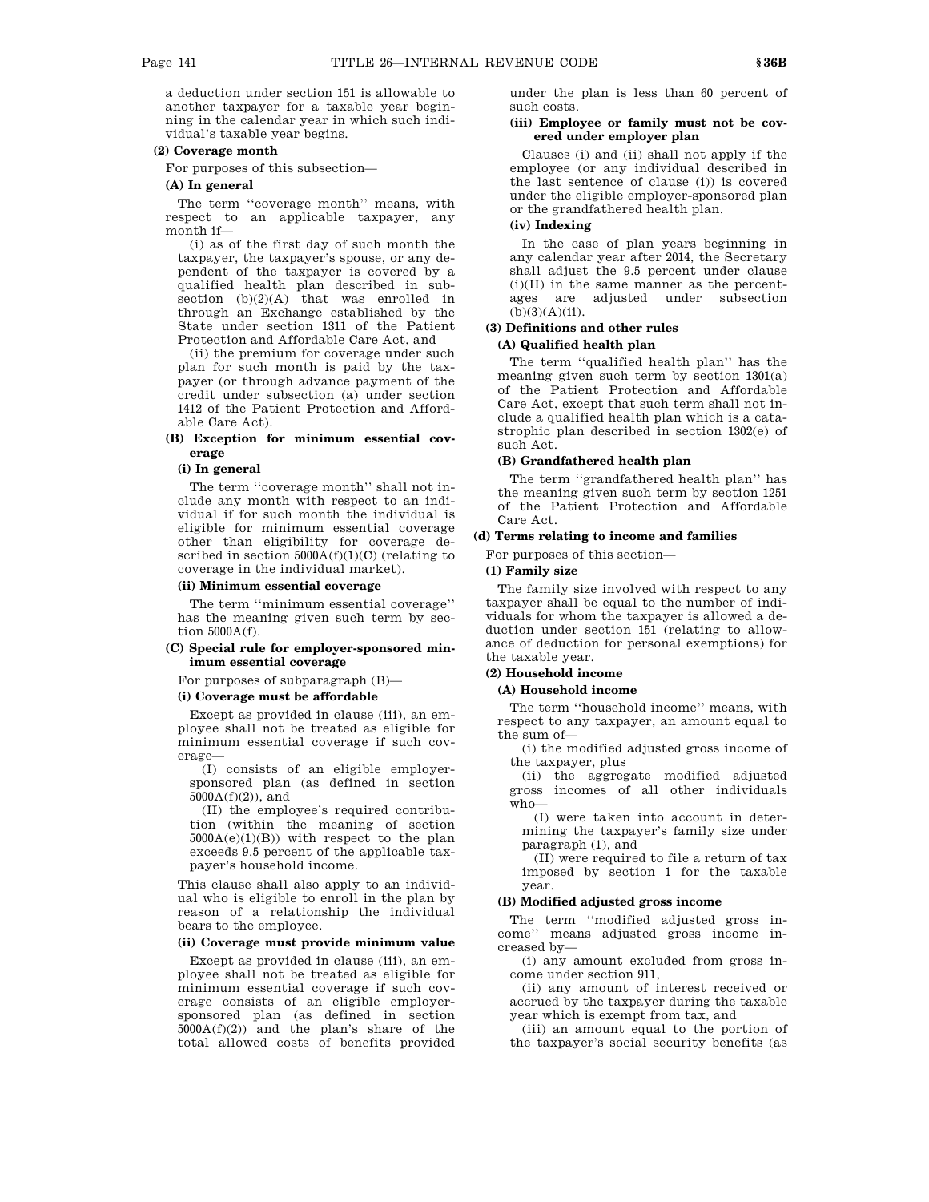a deduction under section 151 is allowable to another taxpayer for a taxable year beginning in the calendar year in which such individual's taxable year begins.

**(2) Coverage month**

For purposes of this subsection—

**(A) In general**

The term ''coverage month'' means, with respect to an applicable taxpayer, any month if—

(i) as of the first day of such month the taxpayer, the taxpayer's spouse, or any dependent of the taxpayer is covered by a qualified health plan described in subsection (b)(2)(A) that was enrolled in through an Exchange established by the State under section 1311 of the Patient Protection and Affordable Care Act, and

(ii) the premium for coverage under such plan for such month is paid by the taxpayer (or through advance payment of the credit under subsection (a) under section 1412 of the Patient Protection and Affordable Care Act).

**(B) Exception for minimum essential coverage**

**(i) In general**

The term ''coverage month'' shall not include any month with respect to an individual if for such month the individual is eligible for minimum essential coverage other than eligibility for coverage described in section 5000A(f)(1)(C) (relating to coverage in the individual market).

**(ii) Minimum essential coverage**

The term ''minimum essential coverage'' has the meaning given such term by section 5000A(f).

**(C) Special rule for employer-sponsored minimum essential coverage**

For purposes of subparagraph (B)—

**(i) Coverage must be affordable**

Except as provided in clause (iii), an employee shall not be treated as eligible for minimum essential coverage if such coverage—

(I) consists of an eligible employer-sponsored plan (as defined in section 5000A(f)(2)), and

(II) the employee's required contribution (within the meaning of section 5000A(e)(1)(B)) with respect to the plan exceeds 9.5 percent of the applicable taxpayer's household income.

This clause shall also apply to an individual who is eligible to enroll in the plan by reason of a relationship the individual bears to the employee.

**(ii) Coverage must provide minimum value**

Except as provided in clause (iii), an employee shall not be treated as eligible for minimum essential coverage if such coverage consists of an eligible employer-sponsored plan (as defined in section 5000A(f)(2)) and the plan's share of the total allowed costs of benefits provided under the plan is less than 60 percent of such costs.

**(iii) Employee or family must not be covered under employer plan**

Clauses (i) and (ii) shall not apply if the employee (or any individual described in the last sentence of clause (i)) is covered under the eligible employer-sponsored plan or the grandfathered health plan.

**(iv) Indexing**

In the case of plan years beginning in any calendar year after 2014, the Secretary shall adjust the 9.5 percent under clause (i)(II) in the same manner as the percentages are adjusted under subsection (b)(3)(A)(ii).

**(3) Definitions and other rules**

**(A) Qualified health plan**

The term ''qualified health plan'' has the meaning given such term by section 1301(a) of the Patient Protection and Affordable Care Act, except that such term shall not include a qualified health plan which is a catastrophic plan described in section 1302(e) of such Act.

**(B) Grandfathered health plan**

The term ''grandfathered health plan'' has the meaning given such term by section 1251 of the Patient Protection and Affordable Care Act.

**(d) Terms relating to income and families**

For purposes of this section—

**(1) Family size**

The family size involved with respect to any taxpayer shall be equal to the number of individuals for whom the taxpayer is allowed a deduction under section 151 (relating to allowance of deduction for personal exemptions) for the taxable year.

**(2) Household income**

**(A) Household income**

The term ''household income'' means, with respect to any taxpayer, an amount equal to the sum of—

(i) the modified adjusted gross income of the taxpayer, plus

(ii) the aggregate modified adjusted gross incomes of all other individuals who—

(I) were taken into account in determining the taxpayer's family size under paragraph (1), and

(II) were required to file a return of tax imposed by section 1 for the taxable year.

**(B) Modified adjusted gross income**

The term ''modified adjusted gross income'' means adjusted gross income increased by—

(i) any amount excluded from gross income under section 911,

(ii) any amount of interest received or accrued by the taxpayer during the taxable year which is exempt from tax, and

(iii) an amount equal to the portion of the taxpayer's social security benefits (as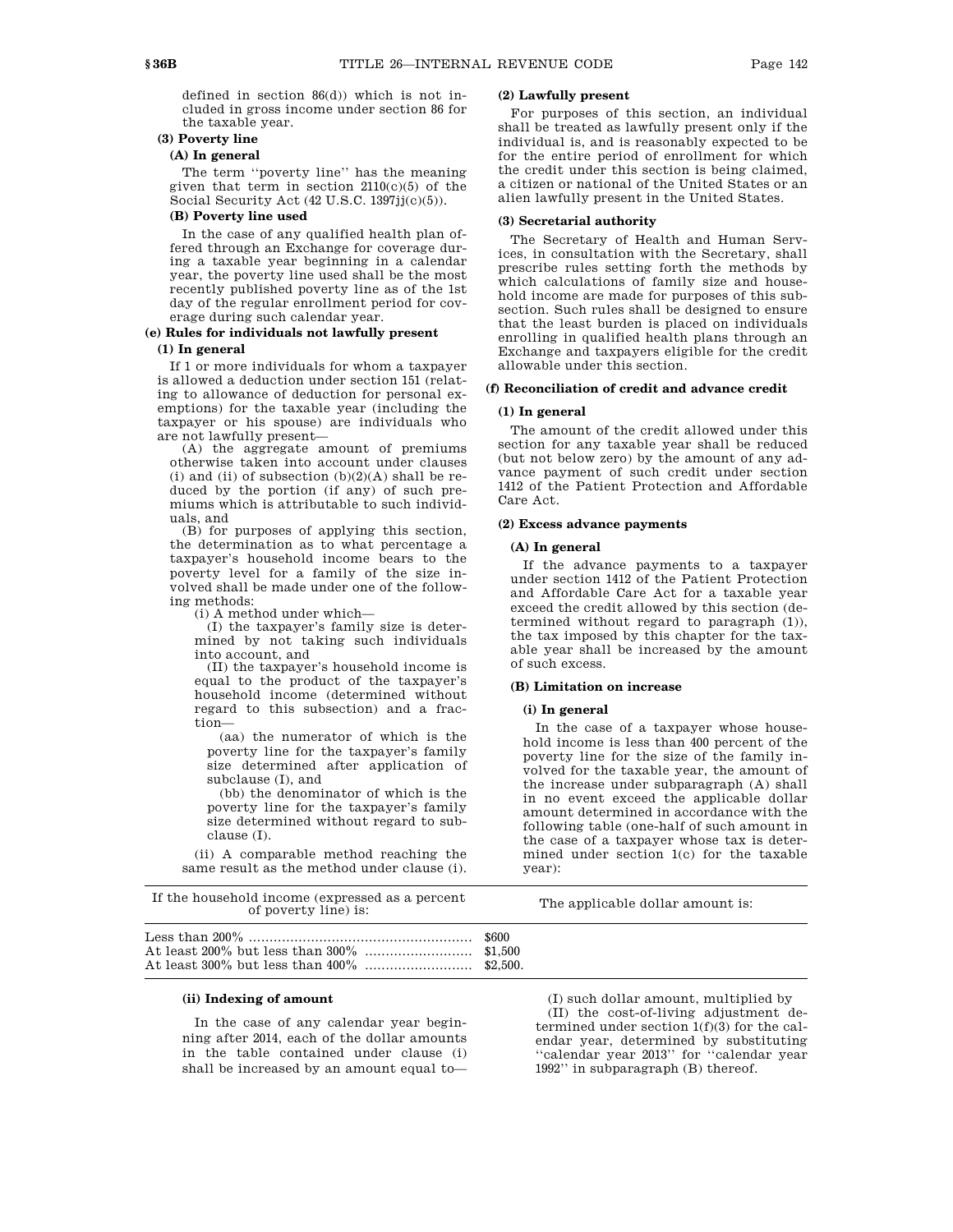defined in section 86(d)) which is not included in gross income under section 86 for the taxable year.

**(3) Poverty line**

**(A) In general**

The term ''poverty line'' has the meaning given that term in section 2110(c)(5) of the Social Security Act (42 U.S.C. 1397jj(c)(5)).

**(B) Poverty line used**

In the case of any qualified health plan offered through an Exchange for coverage during a taxable year beginning in a calendar year, the poverty line used shall be the most recently published poverty line as of the 1st day of the regular enrollment period for coverage during such calendar year.

**(e) Rules for individuals not lawfully present**

**(1) In general**

If 1 or more individuals for whom a taxpayer is allowed a deduction under section 151 (relating to allowance of deduction for personal exemptions) for the taxable year (including the taxpayer or his spouse) are individuals who are not lawfully present—

(A) the aggregate amount of premiums otherwise taken into account under clauses (i) and (ii) of subsection (b)(2)(A) shall be reduced by the portion (if any) of such premiums which is attributable to such individuals, and

(B) for purposes of applying this section, the determination as to what percentage a taxpayer's household income bears to the poverty level for a family of the size involved shall be made under one of the following methods:

(i) A method under which—

(I) the taxpayer's family size is determined by not taking such individuals into account, and

(II) the taxpayer's household income is equal to the product of the taxpayer's household income (determined without regard to this subsection) and a fraction—

(aa) the numerator of which is the poverty line for the taxpayer's family size determined after application of subclause (I), and

(bb) the denominator of which is the poverty line for the taxpayer's family size determined without regard to subclause (I).

(ii) A comparable method reaching the same result as the method under clause (i).

**(2) Lawfully present**

For purposes of this section, an individual shall be treated as lawfully present only if the individual is, and is reasonably expected to be for the entire period of enrollment for which the credit under this section is being claimed, a citizen or national of the United States or an alien lawfully present in the United States.

**(3) Secretarial authority**

The Secretary of Health and Human Services, in consultation with the Secretary, shall prescribe rules setting forth the methods by which calculations of family size and household income are made for purposes of this subsection. Such rules shall be designed to ensure that the least burden is placed on individuals enrolling in qualified health plans through an Exchange and taxpayers eligible for the credit allowable under this section.

**(f) Reconciliation of credit and advance credit**

**(1) In general**

The amount of the credit allowed under this section for any taxable year shall be reduced (but not below zero) by the amount of any advance payment of such credit under section 1412 of the Patient Protection and Affordable Care Act.

**(2) Excess advance payments**

**(A) In general**

If the advance payments to a taxpayer under section 1412 of the Patient Protection and Affordable Care Act for a taxable year exceed the credit allowed by this section (determined without regard to paragraph (1)), the tax imposed by this chapter for the taxable year shall be increased by the amount of such excess.

**(B) Limitation on increase**

**(i) In general**

In the case of a taxpayer whose household income is less than 400 percent of the poverty line for the size of the family involved for the taxable year, the amount of the increase under subparagraph (A) shall in no event exceed the applicable dollar amount determined in accordance with the following table (one-half of such amount in the case of a taxpayer whose tax is determined under section 1(c) for the taxable year):

| If the household income (expressed as a percent of poverty line) is: | The applicable dollar amount is: |
|---|---|
| Less than 200% | $600 |
| At least 200% but less than 300% | $1,500 |
| At least 300% but less than 400% | $2,500. |

**(ii) Indexing of amount**

In the case of any calendar year beginning after 2014, each of the dollar amounts in the table contained under clause (i) shall be increased by an amount equal to—

(I) such dollar amount, multiplied by

(II) the cost-of-living adjustment determined under section 1(f)(3) for the calendar year, determined by substituting ''calendar year 2013'' for ''calendar year 1992'' in subparagraph (B) thereof.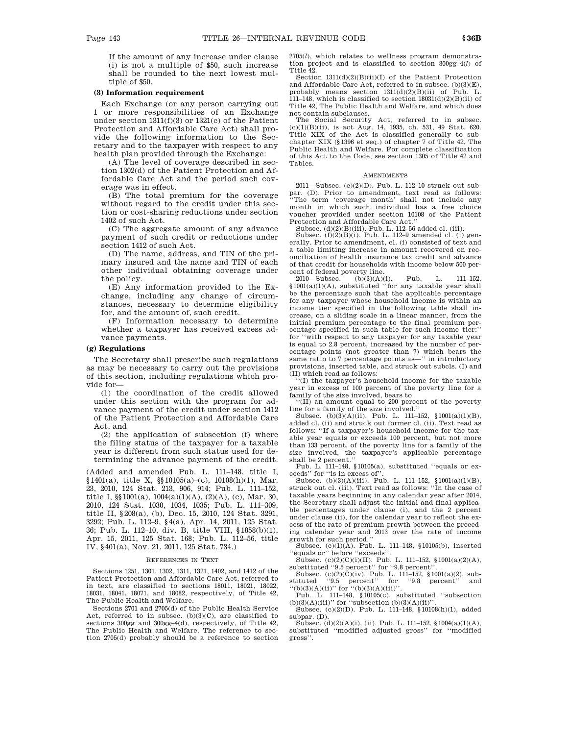If the amount of any increase under clause (i) is not a multiple of $50, such increase shall be rounded to the next lowest multiple of $50.

**(3) Information requirement**

Each Exchange (or any person carrying out 1 or more responsibilities of an Exchange under section 1311(f)(3) or 1321(c) of the Patient Protection and Affordable Care Act) shall provide the following information to the Secretary and to the taxpayer with respect to any health plan provided through the Exchange:

(A) The level of coverage described in section 1302(d) of the Patient Protection and Affordable Care Act and the period such coverage was in effect.

(B) The total premium for the coverage without regard to the credit under this section or cost-sharing reductions under section 1402 of such Act.

(C) The aggregate amount of any advance payment of such credit or reductions under section 1412 of such Act.

(D) The name, address, and TIN of the primary insured and the name and TIN of each other individual obtaining coverage under the policy.

(E) Any information provided to the Exchange, including any change of circumstances, necessary to determine eligibility for, and the amount of, such credit.

(F) Information necessary to determine whether a taxpayer has received excess advance payments.

**(g) Regulations**

The Secretary shall prescribe such regulations as may be necessary to carry out the provisions of this section, including regulations which provide for—

(1) the coordination of the credit allowed under this section with the program for advance payment of the credit under section 1412 of the Patient Protection and Affordable Care Act, and

(2) the application of subsection (f) where the filing status of the taxpayer for a taxable year is different from such status used for determining the advance payment of the credit.

(Added and amended Pub. L. 111–148, title I, §1401(a), title X, §§10105(a)–(c), 10108(h)(1), Mar. 23, 2010, 124 Stat. 213, 906, 914; Pub. L. 111–152, title I, §§1001(a), 1004(a)(1)(A), (2)(A), (c), Mar. 30, 2010, 124 Stat. 1030, 1034, 1035; Pub. L. 111–309, title II, §208(a), (b), Dec. 15, 2010, 124 Stat. 3291, 3292; Pub. L. 112–9, §4(a), Apr. 14, 2011, 125 Stat. 36; Pub. L. 112–10, div. B, title VIII, §1858(b)(1), Apr. 15, 2011, 125 Stat. 168; Pub. L. 112–56, title IV, §401(a), Nov. 21, 2011, 125 Stat. 734.)

References in Text

Sections 1251, 1301, 1302, 1311, 1321, 1402, and 1412 of the Patient Protection and Affordable Care Act, referred to in text, are classified to sections 18011, 18021, 18022, 18031, 18041, 18071, and 18082, respectively, of Title 42, The Public Health and Welfare.

Sections 2701 and 2705(d) of the Public Health Service Act, referred to in subsec. (b)(3)(C), are classified to sections 300gg and 300gg–4(d), respectively, of Title 42, The Public Health and Welfare. The reference to section 2705(d) probably should be a reference to section 2705(*l*), which relates to wellness program demonstration project and is classified to section 300gg–4(*l*) of Title 42.

Section 1311(d)(2)(B)(ii)(I) of the Patient Protection and Affordable Care Act, referred to in subsec. (b)(3)(E), probably means section 1311(d)(2)(B)(ii) of Pub. L. 111–148, which is classified to section 18031(d)(2)(B)(ii) of Title 42, The Public Health and Welfare, and which does not contain subclauses.

The Social Security Act, referred to in subsec. (c)(1)(B)(ii), is act Aug. 14, 1935, ch. 531, 49 Stat. 620. Title XIX of the Act is classified generally to subchapter XIX (§1396 et seq.) of chapter 7 of Title 42, The Public Health and Welfare. For complete classification of this Act to the Code, see section 1305 of Title 42 and Tables.

Amendments

2011—Subsec. (c)(2)(D). Pub. L. 112–10 struck out subpar. (D). Prior to amendment, text read as follows: "The term 'coverage month' shall not include any month in which such individual has a free choice voucher provided under section 10108 of the Patient Protection and Affordable Care Act."

Subsec. (d)(2)(B)(iii). Pub. L. 112–56 added cl. (iii).

Subsec. (f)(2)(B)(i). Pub. L. 112–9 amended cl. (i) generally. Prior to amendment, cl. (i) consisted of text and a table limiting increase in amount recovered on reconciliation of health insurance tax credit and advance of that credit for households with income below 500 percent of federal poverty line.

2010—Subsec. (b)(3)(A)(i). Pub. L. 111–152, §1001(a)(1)(A), substituted "for any taxable year shall be the percentage such that the applicable percentage for any taxpayer whose household income is within an income tier specified in the following table shall increase, on a sliding scale in a linear manner, from the initial premium percentage to the final premium percentage specified in such table for such income tier:" for "with respect to any taxpayer for any taxable year is equal to 2.8 percent, increased by the number of percentage points (not greater than 7) which bears the same ratio to 7 percentage points as—" in introductory provisions, inserted table, and struck out subcls. (I) and (II) which read as follows:

"(I) the taxpayer's household income for the taxable year in excess of 100 percent of the poverty line for a family of the size involved, bears to

"(II) an amount equal to 200 percent of the poverty line for a family of the size involved."

Subsec. (b)(3)(A)(ii). Pub. L. 111–152, §1001(a)(1)(B), added cl. (ii) and struck out former cl. (ii). Text read as follows: "If a taxpayer's household income for the taxable year equals or exceeds 100 percent, but not more than 133 percent, of the poverty line for a family of the size involved, the taxpayer's applicable percentage shall be 2 percent."

Pub. L. 111–148, §10105(a), substituted "equals or exceeds" for "is in excess of".

Subsec. (b)(3)(A)(iii). Pub. L. 111–152, §1001(a)(1)(B), struck out cl. (iii). Text read as follows: "In the case of taxable years beginning in any calendar year after 2014, the Secretary shall adjust the initial and final applicable percentages under clause (i), and the 2 percent under clause (ii), for the calendar year to reflect the excess of the rate of premium growth between the preceding calendar year and 2013 over the rate of income growth for such period."

Subsec. (c)(1)(A). Pub. L. 111–148, §10105(b), inserted "equals or" before "exceeds".

Subsec. (c)(2)(C)(i)(II). Pub. L. 111–152, §1001(a)(2)(A), substituted "9.5 percent" for "9.8 percent".

Subsec. (c)(2)(C)(iv). Pub. L. 111–152, §1001(a)(2), substituted "9.5 percent" for "9.8 percent" and "(b)(3)(A)(ii)" for "(b)(3)(A)(iii)".

Pub. L. 111–148, §10105(c), substituted "subsection (b)(3)(A)(iii)" for "subsection (b)(3)(A)(ii)".

Subsec. (c)(2)(D). Pub. L. 111–148, §10108(h)(1), added subpar. (D).

Subsec. (d)(2)(A)(i), (ii). Pub. L. 111–152, §1004(a)(1)(A), substituted "modified adjusted gross" for "modified gross".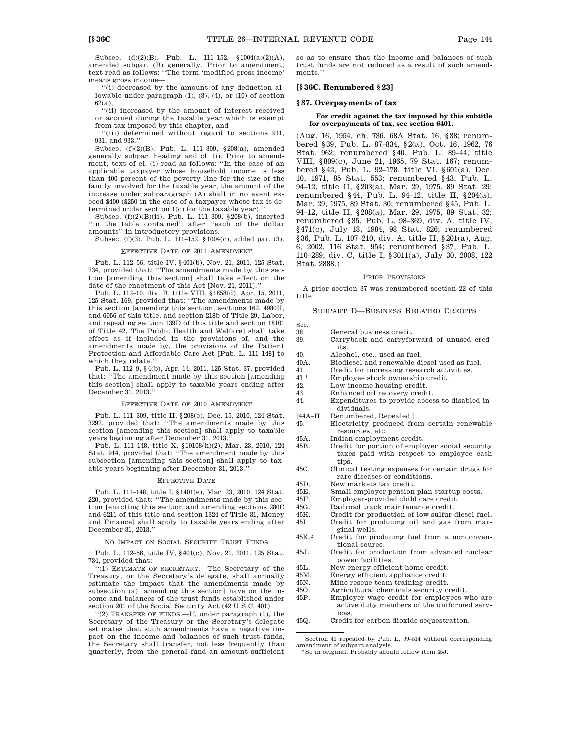Subsec. (d)(2)(B). Pub. L. 111–152, §1004(a)(2)(A), amended subpar. (B) generally. Prior to amendment, text read as follows: ''The term 'modified gross income' means gross income—

''(i) decreased by the amount of any deduction allowable under paragraph (1), (3), (4), or (10) of section 62(a),

''(ii) increased by the amount of interest received or accrued during the taxable year which is exempt from tax imposed by this chapter, and

''(iii) determined without regard to sections 911, 931, and 933.''

Subsec. (f)(2)(B). Pub. L. 111–309, §208(a), amended generally subpar. heading and cl. (i). Prior to amendment, text of cl. (i) read as follows: ''In the case of an applicable taxpayer whose household income is less than 400 percent of the poverty line for the size of the family involved for the taxable year, the amount of the increase under subparagraph (A) shall in no event exceed $400 ($250 in the case of a taxpayer whose tax is determined under section 1(c) for the taxable year).''

Subsec. (f)(2)(B)(ii). Pub. L. 111–309, §208(b), inserted ''in the table contained'' after ''each of the dollar amounts'' in introductory provisions.

Subsec. (f)(3). Pub. L. 111–152, §1004(c), added par. (3).

EFFECTIVE DATE OF 2011 AMENDMENT

Pub. L. 112–56, title IV, §401(b), Nov. 21, 2011, 125 Stat. 734, provided that: ''The amendments made by this section [amending this section] shall take effect on the date of the enactment of this Act [Nov. 21, 2011].''

Pub. L. 112–10, div. B, title VIII, §1858(d), Apr. 15, 2011, 125 Stat. 169, provided that: ''The amendments made by this section [amending this section, sections 162, 4980H, and 6056 of this title, and section 218b of Title 29, Labor, and repealing section 139D of this title and section 18101 of Title 42, The Public Health and Welfare] shall take effect as if included in the provisions of, and the amendments made by, the provisions of the Patient Protection and Affordable Care Act [Pub. L. 111–148] to which they relate.''

Pub. L. 112–9, §4(b), Apr. 14, 2011, 125 Stat. 37, provided that: ''The amendment made by this section [amending this section] shall apply to taxable years ending after December 31, 2013.''

EFFECTIVE DATE OF 2010 AMENDMENT

Pub. L. 111–309, title II, §208(c), Dec. 15, 2010, 124 Stat. 3292, provided that: ''The amendments made by this section [amending this section] shall apply to taxable years beginning after December 31, 2013.''

Pub. L. 111–148, title X, §10108(h)(2), Mar. 23, 2010, 124 Stat. 914, provided that: ''The amendment made by this subsection [amending this section] shall apply to taxable years beginning after December 31, 2013.''

EFFECTIVE DATE

Pub. L. 111–148, title I, §1401(e), Mar. 23, 2010, 124 Stat. 220, provided that: ''The amendments made by this section [enacting this section and amending sections 280C and 6211 of this title and section 1324 of Title 31, Money and Finance] shall apply to taxable years ending after December 31, 2013.''

NO IMPACT ON SOCIAL SECURITY TRUST FUNDS

Pub. L. 112–56, title IV, §401(c), Nov. 21, 2011, 125 Stat. 734, provided that:

''(1) ESTIMATE OF SECRETARY.—The Secretary of the Treasury, or the Secretary's delegate, shall annually estimate the impact that the amendments made by subsection (a) [amending this section] have on the income and balances of the trust funds established under section 201 of the Social Security Act (42 U.S.C. 401).

''(2) TRANSFER OF FUNDS.—If, under paragraph (1), the Secretary of the Treasury or the Secretary's delegate estimates that such amendments have a negative impact on the income and balances of such trust funds, the Secretary shall transfer, not less frequently than quarterly, from the general fund an amount sufficient so as to ensure that the income and balances of such trust funds are not reduced as a result of such amendments.''

## [§36C. Renumbered §23]

## §37. Overpayments of tax

**For credit against the tax imposed by this subtitle for overpayments of tax, see section 6401.**

(Aug. 16, 1954, ch. 736, 68A Stat. 16, §38; renumbered §39, Pub. L. 87–834, §2(a), Oct. 16, 1962, 76 Stat. 962; renumbered §40, Pub. L. 89–44, title VIII, §809(c), June 21, 1965, 79 Stat. 167; renumbered §42, Pub. L. 92–178, title VI, §601(a), Dec. 10, 1971, 85 Stat. 553; renumbered §43, Pub. L. 94–12, title II, §203(a), Mar. 29, 1975, 89 Stat. 29; renumbered §44, Pub. L. 94–12, title II, §204(a), Mar. 29, 1975, 89 Stat. 30; renumbered §45, Pub. L. 94–12, title II, §208(a), Mar. 29, 1975, 89 Stat. 32; renumbered §35, Pub. L. 98–369, div. A, title IV, §471(c), July 18, 1984, 98 Stat. 826; renumbered §36, Pub. L. 107–210, div. A, title II, §201(a), Aug. 6, 2002, 116 Stat. 954; renumbered §37, Pub. L. 110–289, div. C, title I, §3011(a), July 30, 2008, 122 Stat. 2888.)

PRIOR PROVISIONS

A prior section 37 was renumbered section 22 of this title.

### SUBPART D—BUSINESS RELATED CREDITS

| Sec. | |
|---|---|
| 38. | General business credit. |
| 39. | Carryback and carryforward of unused credits. |
| 40. | Alcohol, etc., used as fuel. |
| 40A. | Biodiesel and renewable diesel used as fuel. |
| 41. | Credit for increasing research activities. |
| 41.[1] | Employee stock ownership credit. |
| 42. | Low-income housing credit. |
| 43. | Enhanced oil recovery credit. |
| 44. | Expenditures to provide access to disabled individuals. |
| [44A–H. | Renumbered, Repealed.] |
| 45. | Electricity produced from certain renewable resources, etc. |
| 45A. | Indian employment credit. |
| 45B. | Credit for portion of employer social security taxes paid with respect to employee cash tips. |
| 45C. | Clinical testing expenses for certain drugs for rare diseases or conditions. |
| 45D. | New markets tax credit. |
| 45E. | Small employer pension plan startup costs. |
| 45F. | Employer-provided child care credit. |
| 45G. | Railroad track maintenance credit. |
| 45H. | Credit for production of low sulfur diesel fuel. |
| 45I. | Credit for producing oil and gas from marginal wells. |
| 45K.[2] | Credit for producing fuel from a nonconventional source. |
| 45J. | Credit for production from advanced nuclear power facilities. |
| 45L. | New energy efficient home credit. |
| 45M. | Energy efficient appliance credit. |
| 45N. | Mine rescue team training credit. |
| 45O. | Agricultural chemicals security credit. |
| 45P. | Employer wage credit for employees who are active duty members of the uniformed services. |
| 45Q. | Credit for carbon dioxide sequestration. |

[1] Section 41 repealed by Pub. L. 99–514 without corresponding amendment of subpart analysis.

[2] So in original. Probably should follow item 45J.